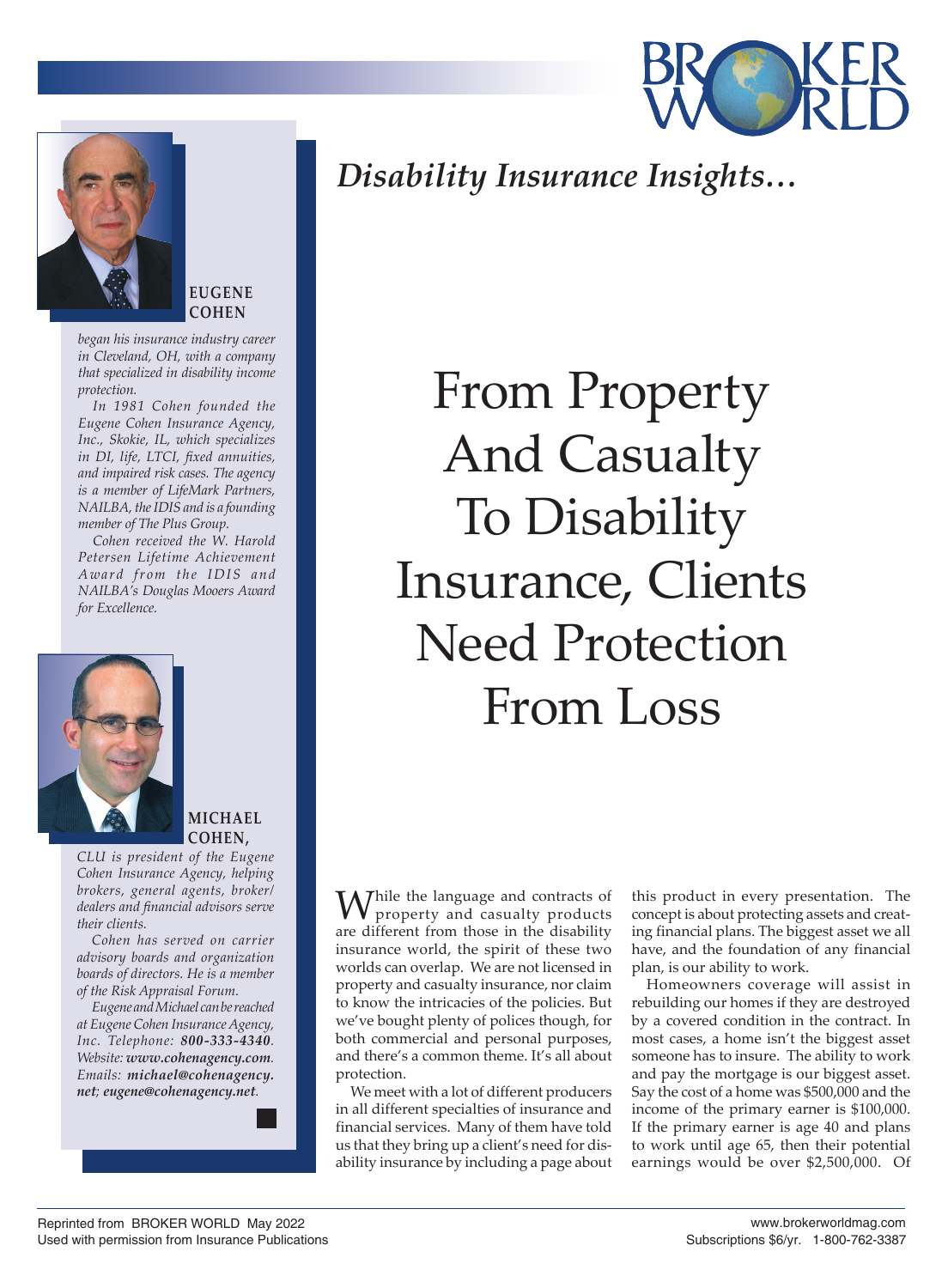*Disability Insurance Insights…*

# From Property And Casualty To Disability Insurance, Clients Need Protection From Loss

**EUGENE COHEN**

*began his insurance industry career in Cleveland, OH, with a company that specialized in disability income protection.*

*In 1981 Cohen founded the Eugene Cohen Insurance Agency, Inc., Skokie, IL, which specializes in DI, life, LTCI, fixed annuities, and impaired risk cases. The agency is a member of LifeMark Partners, NAILBA, the IDIS and is a founding member of The Plus Group.*

*Cohen received the W. Harold Petersen Lifetime Achievement Award from the IDIS and NAILBA's Douglas Mooers Award for Excellence.*

**MICHAEL COHEN,**

*CLU is president of the Eugene Cohen Insurance Agency, helping brokers, general agents, broker/dealers and financial advisors serve their clients.*

*Cohen has served on carrier advisory boards and organization boards of directors. He is a member of the Risk Appraisal Forum.*

*Eugene and Michael can be reached at Eugene Cohen Insurance Agency, Inc. Telephone: **800-333-4340**. Website: **www.cohenagency.com**. Emails: **michael@cohenagency.net**; **eugene@cohenagency.net**.*

While the language and contracts of property and casualty products are different from those in the disability insurance world, the spirit of these two worlds can overlap. We are not licensed in property and casualty insurance, nor claim to know the intricacies of the policies. But we've bought plenty of polices though, for both commercial and personal purposes, and there's a common theme. It's all about protection.

We meet with a lot of different producers in all different specialties of insurance and financial services. Many of them have told us that they bring up a client's need for disability insurance by including a page about this product in every presentation. The concept is about protecting assets and creating financial plans. The biggest asset we all have, and the foundation of any financial plan, is our ability to work.

Homeowners coverage will assist in rebuilding our homes if they are destroyed by a covered condition in the contract. In most cases, a home isn't the biggest asset someone has to insure. The ability to work and pay the mortgage is our biggest asset. Say the cost of a home was $500,000 and the income of the primary earner is $100,000. If the primary earner is age 40 and plans to work until age 65, then their potential earnings would be over $2,500,000. Of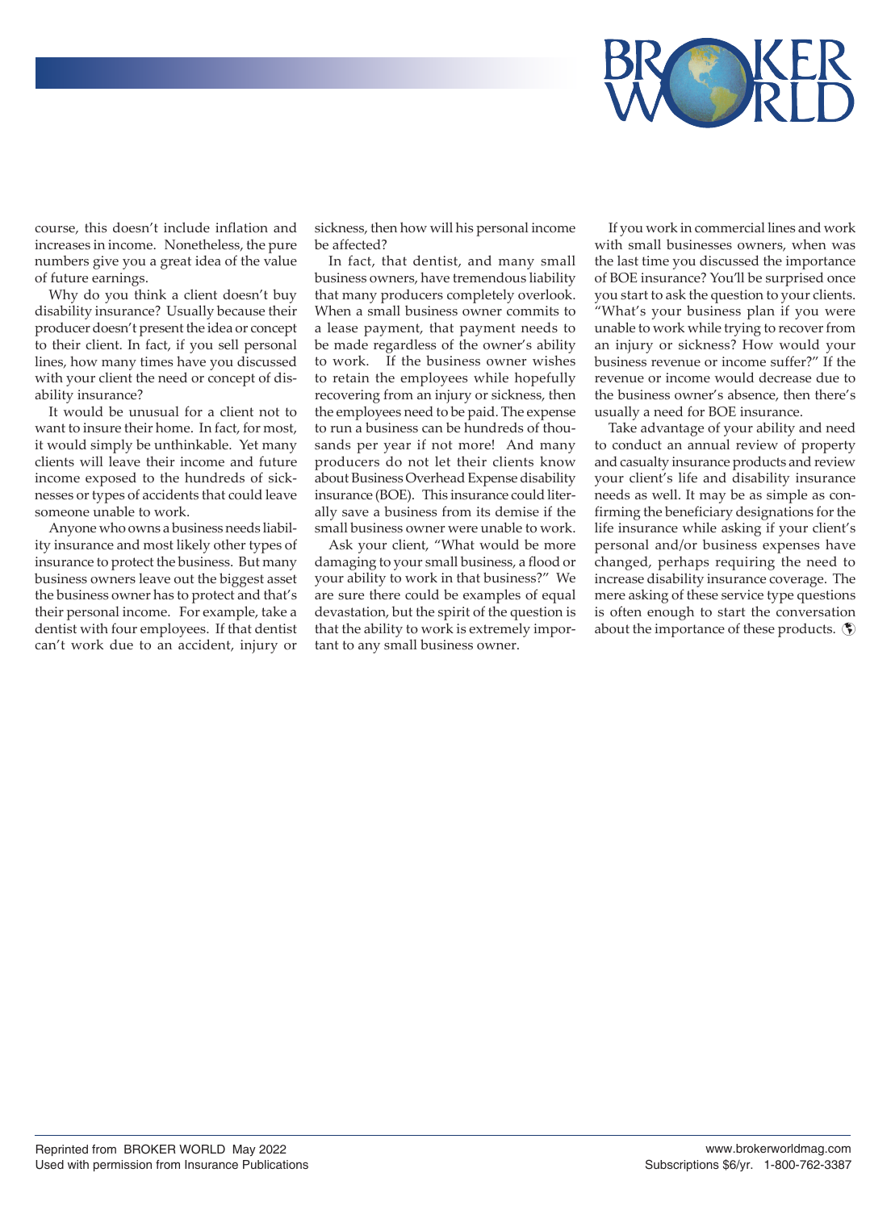course, this doesn't include inflation and increases in income. Nonetheless, the pure numbers give you a great idea of the value of future earnings.

Why do you think a client doesn't buy disability insurance? Usually because their producer doesn't present the idea or concept to their client. In fact, if you sell personal lines, how many times have you discussed with your client the need or concept of disability insurance?

It would be unusual for a client not to want to insure their home. In fact, for most, it would simply be unthinkable. Yet many clients will leave their income and future income exposed to the hundreds of sicknesses or types of accidents that could leave someone unable to work.

Anyone who owns a business needs liability insurance and most likely other types of insurance to protect the business. But many business owners leave out the biggest asset the business owner has to protect and that's their personal income. For example, take a dentist with four employees. If that dentist can't work due to an accident, injury or sickness, then how will his personal income be affected?

In fact, that dentist, and many small business owners, have tremendous liability that many producers completely overlook. When a small business owner commits to a lease payment, that payment needs to be made regardless of the owner's ability to work. If the business owner wishes to retain the employees while hopefully recovering from an injury or sickness, then the employees need to be paid. The expense to run a business can be hundreds of thousands per year if not more! And many producers do not let their clients know about Business Overhead Expense disability insurance (BOE). This insurance could literally save a business from its demise if the small business owner were unable to work.

Ask your client, "What would be more damaging to your small business, a flood or your ability to work in that business?" We are sure there could be examples of equal devastation, but the spirit of the question is that the ability to work is extremely important to any small business owner.

If you work in commercial lines and work with small businesses owners, when was the last time you discussed the importance of BOE insurance? You'll be surprised once you start to ask the question to your clients. "What's your business plan if you were unable to work while trying to recover from an injury or sickness? How would your business revenue or income suffer?" If the revenue or income would decrease due to the business owner's absence, then there's usually a need for BOE insurance.

Take advantage of your ability and need to conduct an annual review of property and casualty insurance products and review your client's life and disability insurance needs as well. It may be as simple as confirming the beneficiary designations for the life insurance while asking if your client's personal and/or business expenses have changed, perhaps requiring the need to increase disability insurance coverage. The mere asking of these service type questions is often enough to start the conversation about the importance of these products.